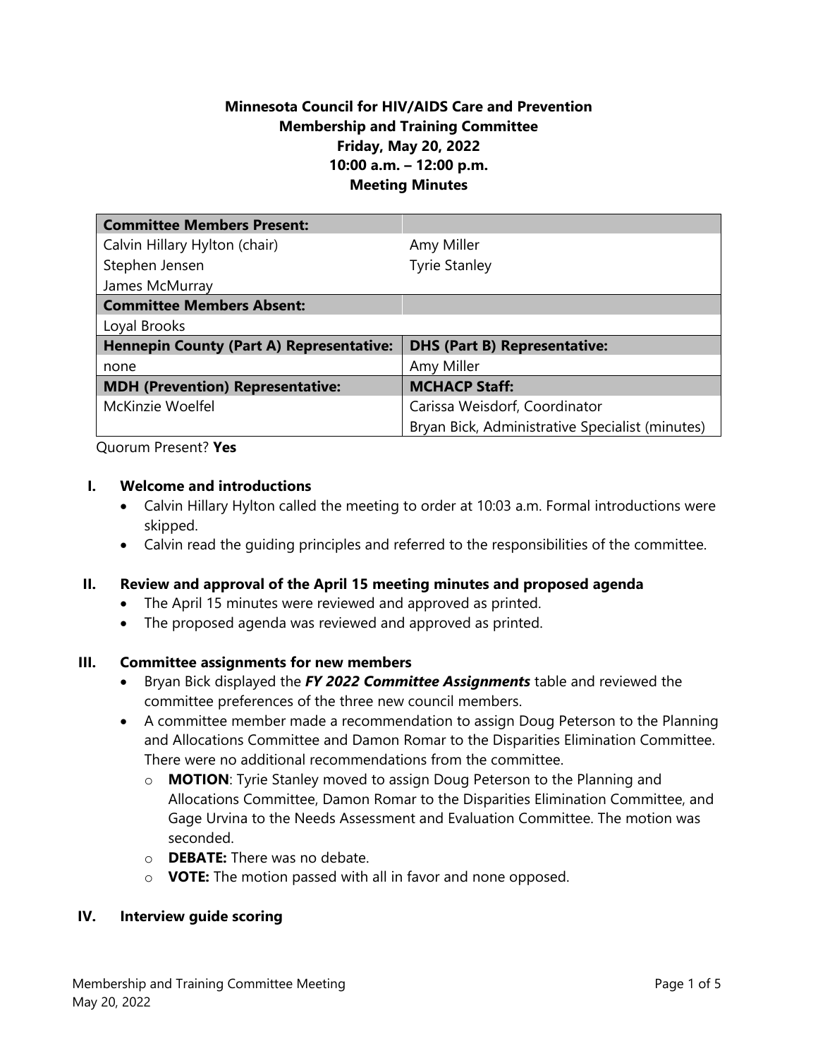**Minnesota Council for HIV/AIDS Care and Prevention**
**Membership and Training Committee**
**Friday, May 20, 2022**
**10:00 a.m. – 12:00 p.m.**
**Meeting Minutes**

| **Committee Members Present:** | |
|---|---|
| Calvin Hillary Hylton (chair) | Amy Miller |
| Stephen Jensen | Tyrie Stanley |
| James McMurray | |
| **Committee Members Absent:** | |
| Loyal Brooks | |
| **Hennepin County (Part A) Representative:** | **DHS (Part B) Representative:** |
| none | Amy Miller |
| **MDH (Prevention) Representative:** | **MCHACP Staff:** |
| McKinzie Woelfel | Carissa Weisdorf, Coordinator |
| | Bryan Bick, Administrative Specialist (minutes) |

Quorum Present? **Yes**

## I. Welcome and introductions

- Calvin Hillary Hylton called the meeting to order at 10:03 a.m. Formal introductions were skipped.
- Calvin read the guiding principles and referred to the responsibilities of the committee.

## II. Review and approval of the April 15 meeting minutes and proposed agenda

- The April 15 minutes were reviewed and approved as printed.
- The proposed agenda was reviewed and approved as printed.

## III. Committee assignments for new members

- Bryan Bick displayed the ***FY 2022 Committee Assignments*** table and reviewed the committee preferences of the three new council members.
- A committee member made a recommendation to assign Doug Peterson to the Planning and Allocations Committee and Damon Romar to the Disparities Elimination Committee. There were no additional recommendations from the committee.
  - **MOTION**: Tyrie Stanley moved to assign Doug Peterson to the Planning and Allocations Committee, Damon Romar to the Disparities Elimination Committee, and Gage Urvina to the Needs Assessment and Evaluation Committee. The motion was seconded.
  - **DEBATE:** There was no debate.
  - **VOTE:** The motion passed with all in favor and none opposed.

## IV. Interview guide scoring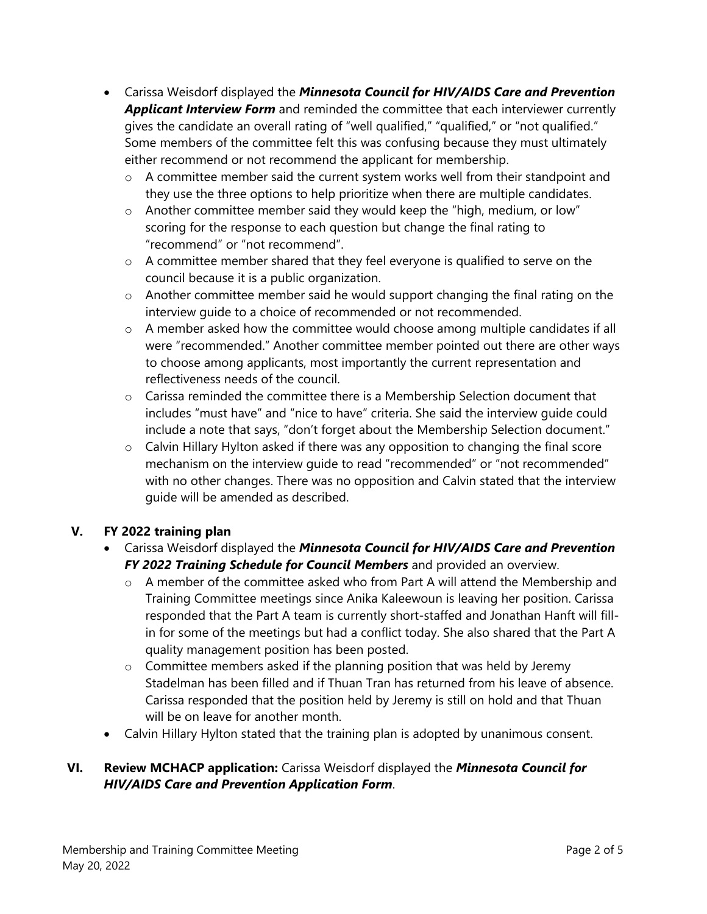- Carissa Weisdorf displayed the ***Minnesota Council for HIV/AIDS Care and Prevention Applicant Interview Form*** and reminded the committee that each interviewer currently gives the candidate an overall rating of "well qualified," "qualified," or "not qualified." Some members of the committee felt this was confusing because they must ultimately either recommend or not recommend the applicant for membership.
  - A committee member said the current system works well from their standpoint and they use the three options to help prioritize when there are multiple candidates.
  - Another committee member said they would keep the "high, medium, or low" scoring for the response to each question but change the final rating to "recommend" or "not recommend".
  - A committee member shared that they feel everyone is qualified to serve on the council because it is a public organization.
  - Another committee member said he would support changing the final rating on the interview guide to a choice of recommended or not recommended.
  - A member asked how the committee would choose among multiple candidates if all were "recommended." Another committee member pointed out there are other ways to choose among applicants, most importantly the current representation and reflectiveness needs of the council.
  - Carissa reminded the committee there is a Membership Selection document that includes "must have" and "nice to have" criteria. She said the interview guide could include a note that says, "don't forget about the Membership Selection document."
  - Calvin Hillary Hylton asked if there was any opposition to changing the final score mechanism on the interview guide to read "recommended" or "not recommended" with no other changes. There was no opposition and Calvin stated that the interview guide will be amended as described.

## V. FY 2022 training plan

- Carissa Weisdorf displayed the ***Minnesota Council for HIV/AIDS Care and Prevention FY 2022 Training Schedule for Council Members*** and provided an overview.
  - A member of the committee asked who from Part A will attend the Membership and Training Committee meetings since Anika Kaleewoun is leaving her position. Carissa responded that the Part A team is currently short-staffed and Jonathan Hanft will fill-in for some of the meetings but had a conflict today. She also shared that the Part A quality management position has been posted.
  - Committee members asked if the planning position that was held by Jeremy Stadelman has been filled and if Thuan Tran has returned from his leave of absence. Carissa responded that the position held by Jeremy is still on hold and that Thuan will be on leave for another month.
- Calvin Hillary Hylton stated that the training plan is adopted by unanimous consent.

## VI. Review MCHACP application:

Carissa Weisdorf displayed the ***Minnesota Council for HIV/AIDS Care and Prevention Application Form***.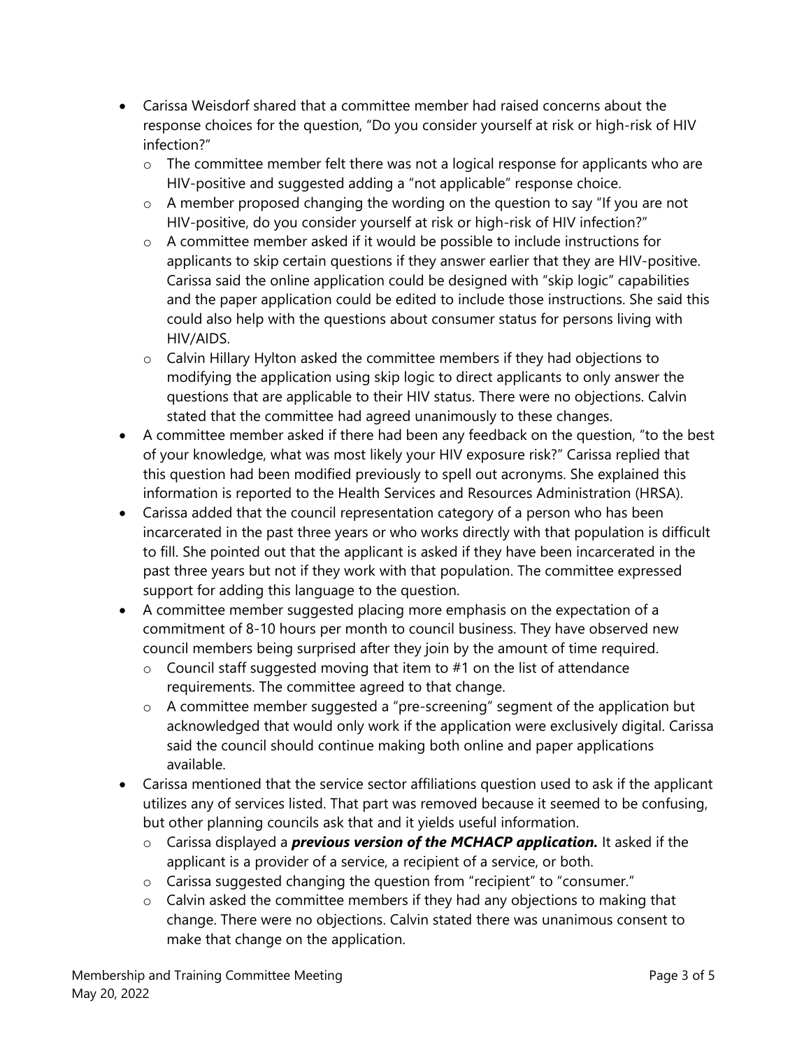- Carissa Weisdorf shared that a committee member had raised concerns about the response choices for the question, "Do you consider yourself at risk or high-risk of HIV infection?"
  - The committee member felt there was not a logical response for applicants who are HIV-positive and suggested adding a "not applicable" response choice.
  - A member proposed changing the wording on the question to say "If you are not HIV-positive, do you consider yourself at risk or high-risk of HIV infection?"
  - A committee member asked if it would be possible to include instructions for applicants to skip certain questions if they answer earlier that they are HIV-positive. Carissa said the online application could be designed with "skip logic" capabilities and the paper application could be edited to include those instructions. She said this could also help with the questions about consumer status for persons living with HIV/AIDS.
  - Calvin Hillary Hylton asked the committee members if they had objections to modifying the application using skip logic to direct applicants to only answer the questions that are applicable to their HIV status. There were no objections. Calvin stated that the committee had agreed unanimously to these changes.
- A committee member asked if there had been any feedback on the question, "to the best of your knowledge, what was most likely your HIV exposure risk?" Carissa replied that this question had been modified previously to spell out acronyms. She explained this information is reported to the Health Services and Resources Administration (HRSA).
- Carissa added that the council representation category of a person who has been incarcerated in the past three years or who works directly with that population is difficult to fill. She pointed out that the applicant is asked if they have been incarcerated in the past three years but not if they work with that population. The committee expressed support for adding this language to the question.
- A committee member suggested placing more emphasis on the expectation of a commitment of 8-10 hours per month to council business. They have observed new council members being surprised after they join by the amount of time required.
  - Council staff suggested moving that item to #1 on the list of attendance requirements. The committee agreed to that change.
  - A committee member suggested a "pre-screening" segment of the application but acknowledged that would only work if the application were exclusively digital. Carissa said the council should continue making both online and paper applications available.
- Carissa mentioned that the service sector affiliations question used to ask if the applicant utilizes any of services listed. That part was removed because it seemed to be confusing, but other planning councils ask that and it yields useful information.
  - Carissa displayed a ***previous version of the MCHACP application.*** It asked if the applicant is a provider of a service, a recipient of a service, or both.
  - Carissa suggested changing the question from "recipient" to "consumer."
  - Calvin asked the committee members if they had any objections to making that change. There were no objections. Calvin stated there was unanimous consent to make that change on the application.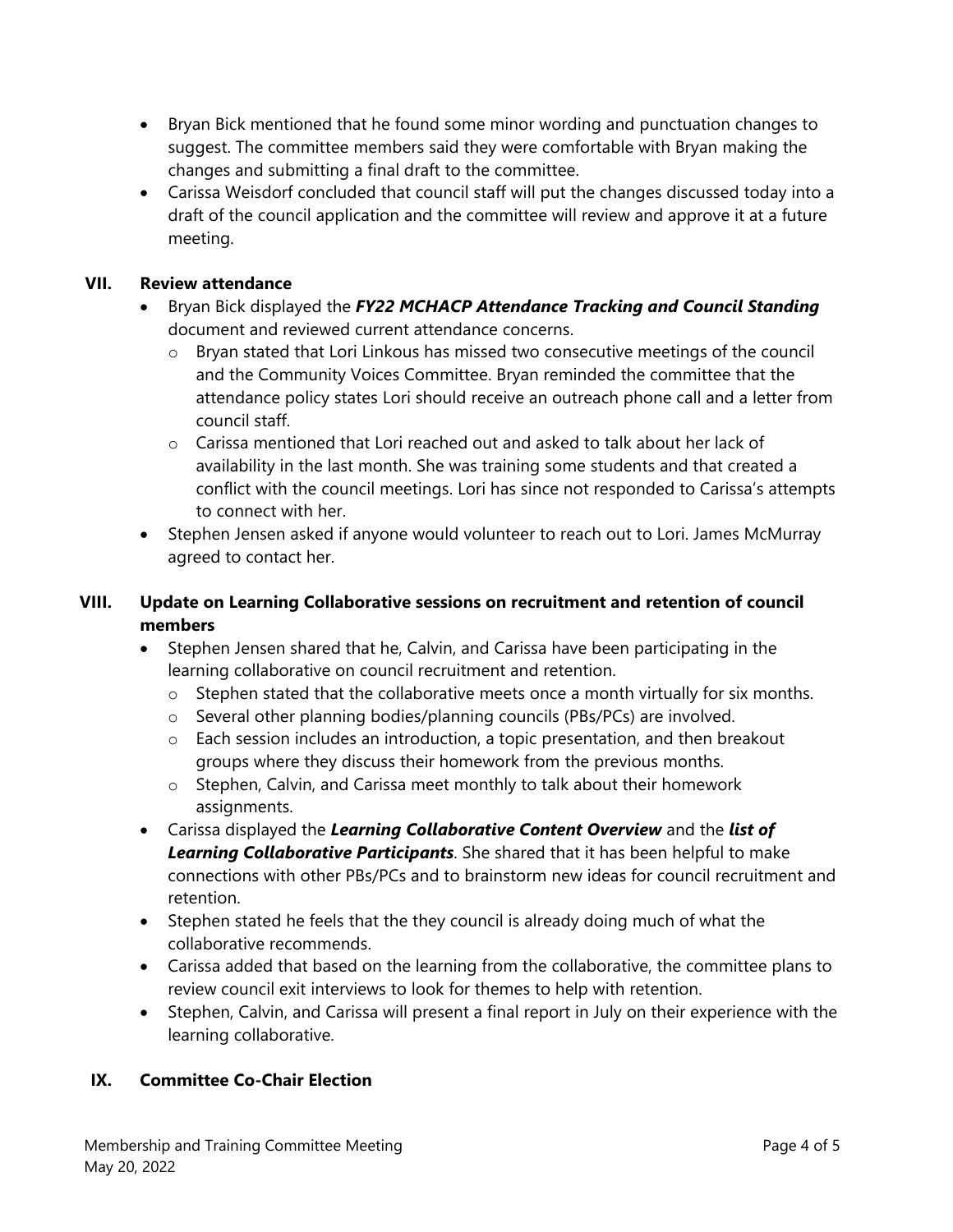- Bryan Bick mentioned that he found some minor wording and punctuation changes to suggest. The committee members said they were comfortable with Bryan making the changes and submitting a final draft to the committee.
- Carissa Weisdorf concluded that council staff will put the changes discussed today into a draft of the council application and the committee will review and approve it at a future meeting.

## VII. Review attendance

- Bryan Bick displayed the ***FY22 MCHACP Attendance Tracking and Council Standing*** document and reviewed current attendance concerns.
  - Bryan stated that Lori Linkous has missed two consecutive meetings of the council and the Community Voices Committee. Bryan reminded the committee that the attendance policy states Lori should receive an outreach phone call and a letter from council staff.
  - Carissa mentioned that Lori reached out and asked to talk about her lack of availability in the last month. She was training some students and that created a conflict with the council meetings. Lori has since not responded to Carissa's attempts to connect with her.
- Stephen Jensen asked if anyone would volunteer to reach out to Lori. James McMurray agreed to contact her.

## VIII. Update on Learning Collaborative sessions on recruitment and retention of council members

- Stephen Jensen shared that he, Calvin, and Carissa have been participating in the learning collaborative on council recruitment and retention.
  - Stephen stated that the collaborative meets once a month virtually for six months.
  - Several other planning bodies/planning councils (PBs/PCs) are involved.
  - Each session includes an introduction, a topic presentation, and then breakout groups where they discuss their homework from the previous months.
  - Stephen, Calvin, and Carissa meet monthly to talk about their homework assignments.
- Carissa displayed the ***Learning Collaborative Content Overview*** and the ***list of Learning Collaborative Participants***. She shared that it has been helpful to make connections with other PBs/PCs and to brainstorm new ideas for council recruitment and retention.
- Stephen stated he feels that the they council is already doing much of what the collaborative recommends.
- Carissa added that based on the learning from the collaborative, the committee plans to review council exit interviews to look for themes to help with retention.
- Stephen, Calvin, and Carissa will present a final report in July on their experience with the learning collaborative.

## IX. Committee Co-Chair Election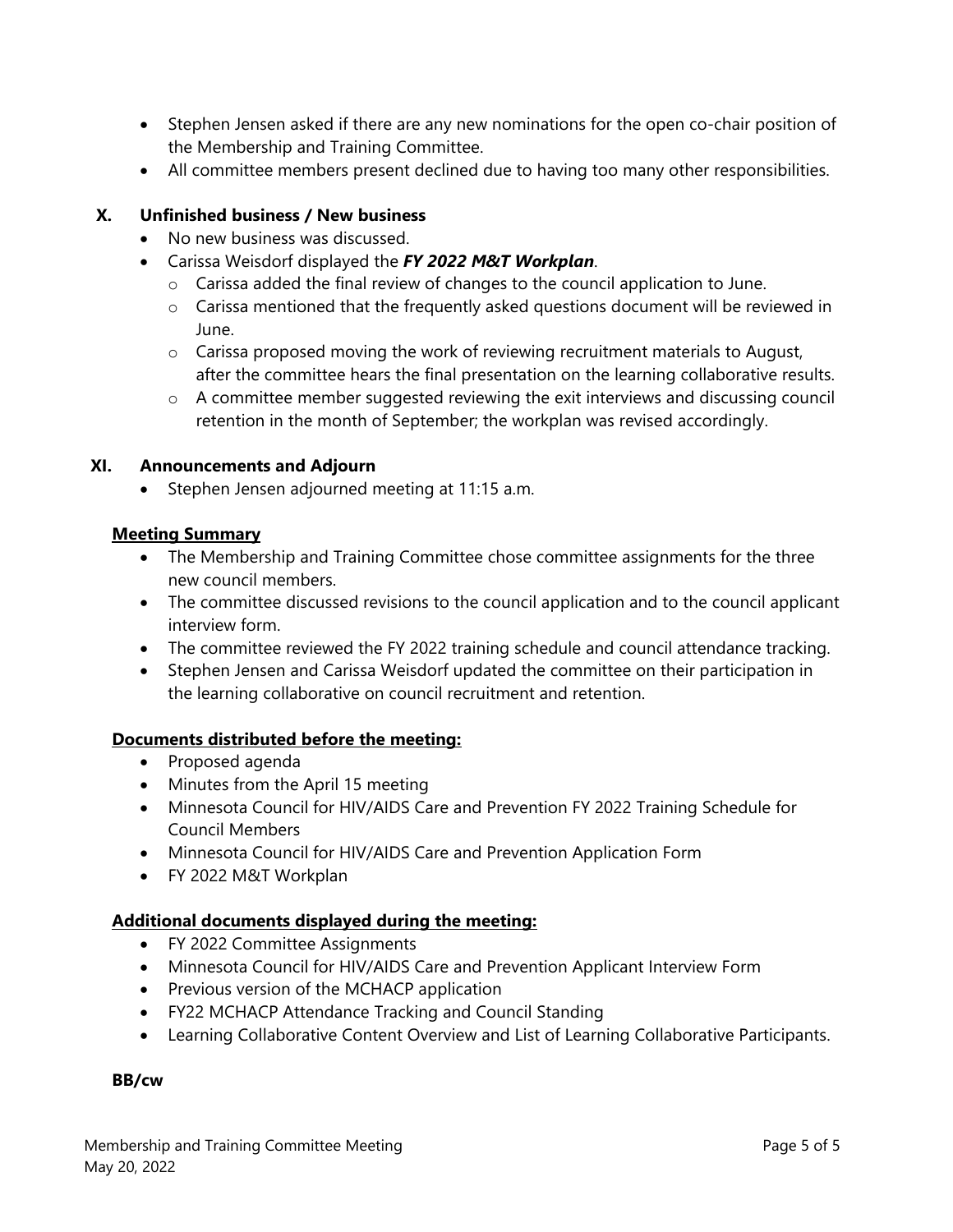- Stephen Jensen asked if there are any new nominations for the open co-chair position of the Membership and Training Committee.
- All committee members present declined due to having too many other responsibilities.

## X. Unfinished business / New business

- No new business was discussed.
- Carissa Weisdorf displayed the ***FY 2022 M&T Workplan***.
  - Carissa added the final review of changes to the council application to June.
  - Carissa mentioned that the frequently asked questions document will be reviewed in June.
  - Carissa proposed moving the work of reviewing recruitment materials to August, after the committee hears the final presentation on the learning collaborative results.
  - A committee member suggested reviewing the exit interviews and discussing council retention in the month of September; the workplan was revised accordingly.

## XI. Announcements and Adjourn

- Stephen Jensen adjourned meeting at 11:15 a.m.

### Meeting Summary

- The Membership and Training Committee chose committee assignments for the three new council members.
- The committee discussed revisions to the council application and to the council applicant interview form.
- The committee reviewed the FY 2022 training schedule and council attendance tracking.
- Stephen Jensen and Carissa Weisdorf updated the committee on their participation in the learning collaborative on council recruitment and retention.

### Documents distributed before the meeting:

- Proposed agenda
- Minutes from the April 15 meeting
- Minnesota Council for HIV/AIDS Care and Prevention FY 2022 Training Schedule for Council Members
- Minnesota Council for HIV/AIDS Care and Prevention Application Form
- FY 2022 M&T Workplan

### Additional documents displayed during the meeting:

- FY 2022 Committee Assignments
- Minnesota Council for HIV/AIDS Care and Prevention Applicant Interview Form
- Previous version of the MCHACP application
- FY22 MCHACP Attendance Tracking and Council Standing
- Learning Collaborative Content Overview and List of Learning Collaborative Participants.

**BB/cw**